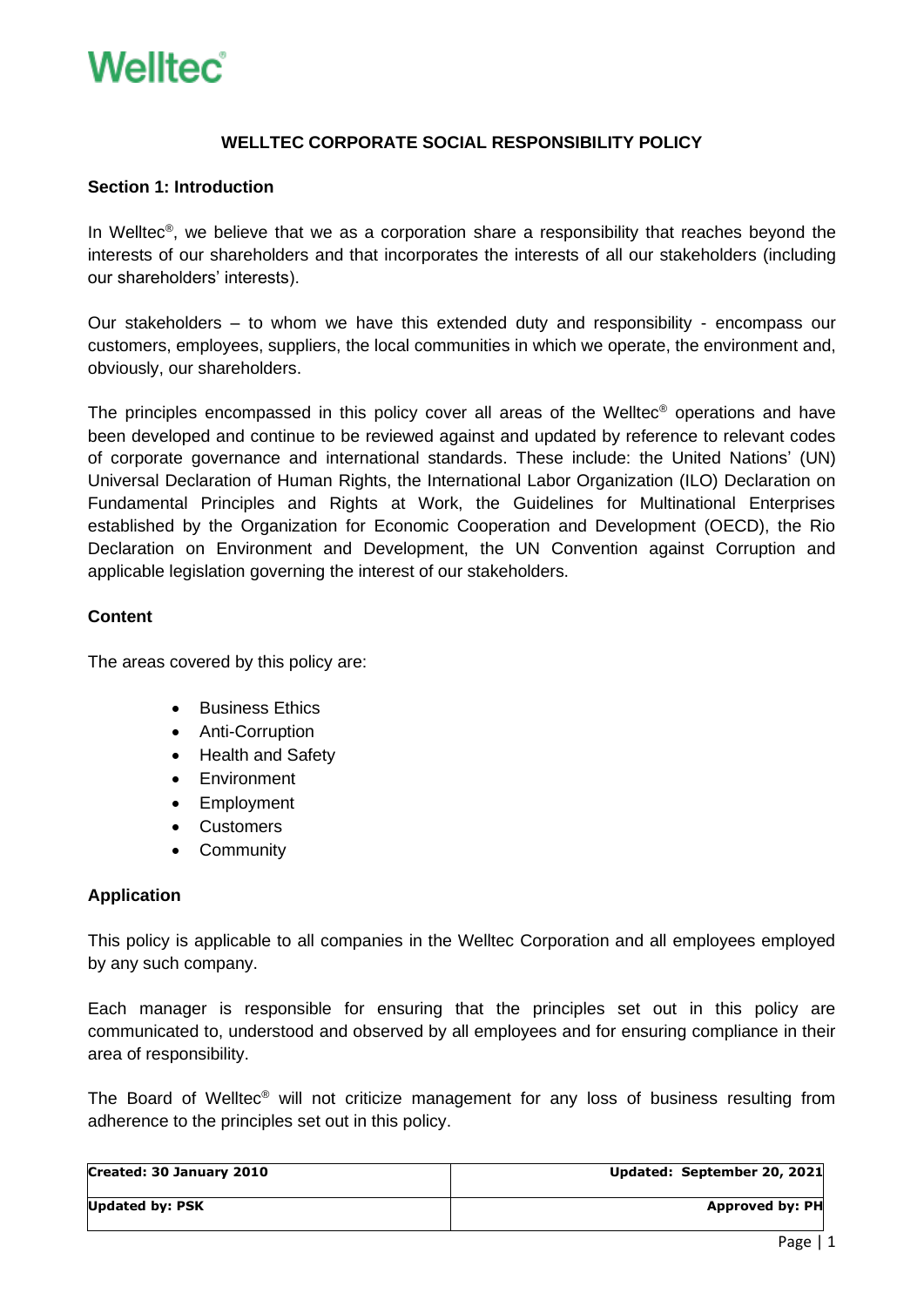# WELLTEC CORPORATE SOCIAL RESPONSIBILITY POLICY

## Section 1: Introduction

In Welltec®, we believe that we as a corporation share a responsibility that reaches beyond the interests of our shareholders and that incorporates the interests of all our stakeholders (including our shareholders' interests).

Our stakeholders – to whom we have this extended duty and responsibility - encompass our customers, employees, suppliers, the local communities in which we operate, the environment and, obviously, our shareholders.

The principles encompassed in this policy cover all areas of the Welltec® operations and have been developed and continue to be reviewed against and updated by reference to relevant codes of corporate governance and international standards. These include: the United Nations' (UN) Universal Declaration of Human Rights, the International Labor Organization (ILO) Declaration on Fundamental Principles and Rights at Work, the Guidelines for Multinational Enterprises established by the Organization for Economic Cooperation and Development (OECD), the Rio Declaration on Environment and Development, the UN Convention against Corruption and applicable legislation governing the interest of our stakeholders.

### Content

The areas covered by this policy are:

- Business Ethics
- Anti-Corruption
- Health and Safety
- Environment
- Employment
- Customers
- Community

### Application

This policy is applicable to all companies in the Welltec Corporation and all employees employed by any such company.

Each manager is responsible for ensuring that the principles set out in this policy are communicated to, understood and observed by all employees and for ensuring compliance in their area of responsibility.

The Board of Welltec® will not criticize management for any loss of business resulting from adherence to the principles set out in this policy.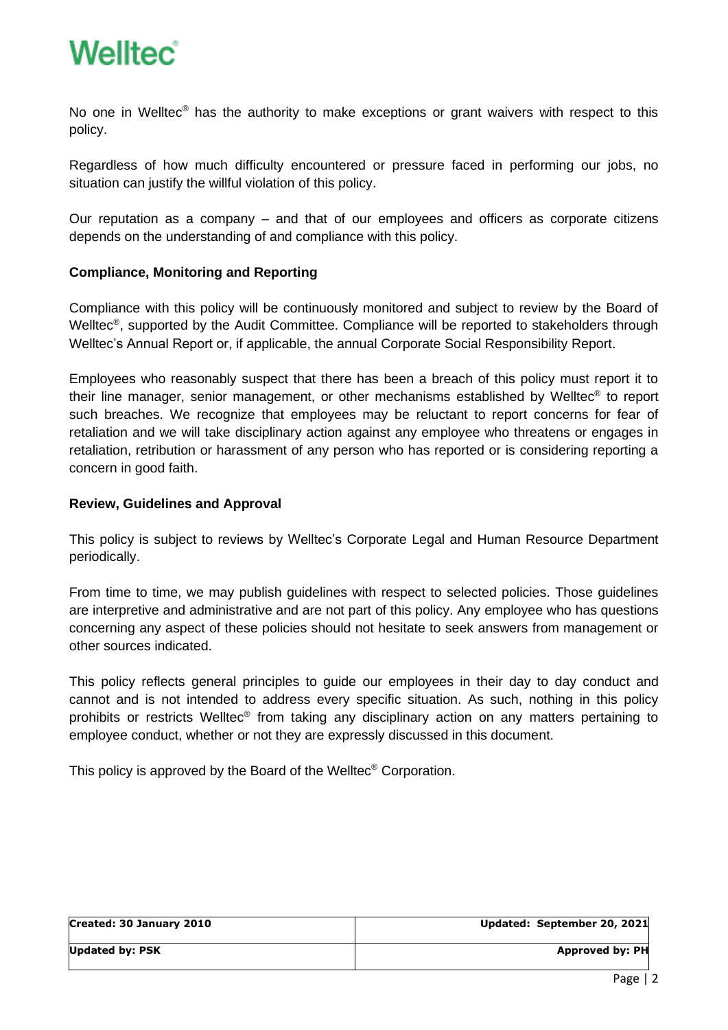No one in Welltec® has the authority to make exceptions or grant waivers with respect to this policy.

Regardless of how much difficulty encountered or pressure faced in performing our jobs, no situation can justify the willful violation of this policy.

Our reputation as a company – and that of our employees and officers as corporate citizens depends on the understanding of and compliance with this policy.

**Compliance, Monitoring and Reporting**

Compliance with this policy will be continuously monitored and subject to review by the Board of Welltec®, supported by the Audit Committee. Compliance will be reported to stakeholders through Welltec's Annual Report or, if applicable, the annual Corporate Social Responsibility Report.

Employees who reasonably suspect that there has been a breach of this policy must report it to their line manager, senior management, or other mechanisms established by Welltec® to report such breaches. We recognize that employees may be reluctant to report concerns for fear of retaliation and we will take disciplinary action against any employee who threatens or engages in retaliation, retribution or harassment of any person who has reported or is considering reporting a concern in good faith.

**Review, Guidelines and Approval**

This policy is subject to reviews by Welltec's Corporate Legal and Human Resource Department periodically.

From time to time, we may publish guidelines with respect to selected policies. Those guidelines are interpretive and administrative and are not part of this policy. Any employee who has questions concerning any aspect of these policies should not hesitate to seek answers from management or other sources indicated.

This policy reflects general principles to guide our employees in their day to day conduct and cannot and is not intended to address every specific situation. As such, nothing in this policy prohibits or restricts Welltec® from taking any disciplinary action on any matters pertaining to employee conduct, whether or not they are expressly discussed in this document.

This policy is approved by the Board of the Welltec® Corporation.

| **Created: 30 January 2010** | **Updated: September 20, 2021** |
|---|---|
| **Updated by: PSK** | **Approved by: PH** |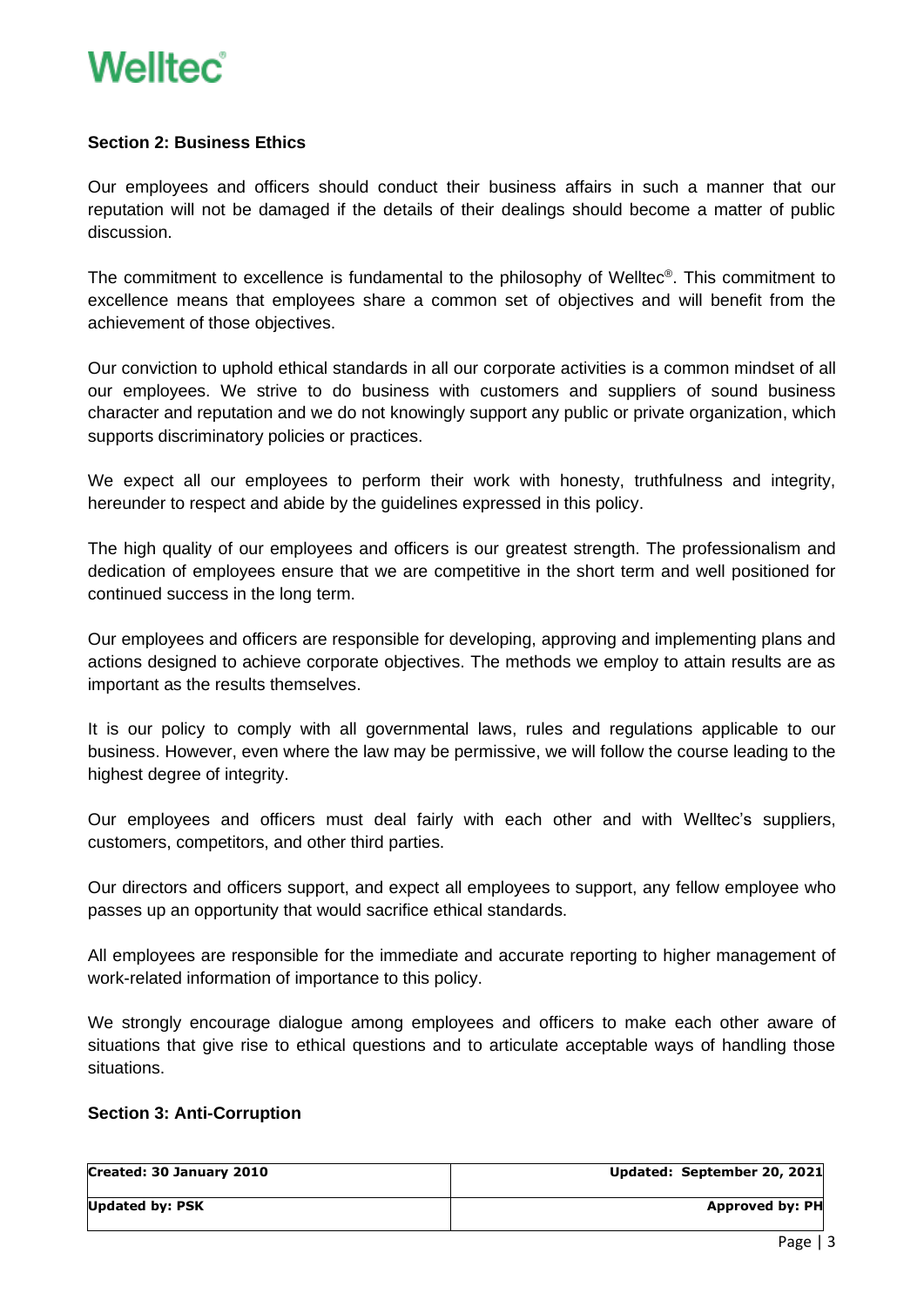## Section 2: Business Ethics

Our employees and officers should conduct their business affairs in such a manner that our reputation will not be damaged if the details of their dealings should become a matter of public discussion.

The commitment to excellence is fundamental to the philosophy of Welltec®. This commitment to excellence means that employees share a common set of objectives and will benefit from the achievement of those objectives.

Our conviction to uphold ethical standards in all our corporate activities is a common mindset of all our employees. We strive to do business with customers and suppliers of sound business character and reputation and we do not knowingly support any public or private organization, which supports discriminatory policies or practices.

We expect all our employees to perform their work with honesty, truthfulness and integrity, hereunder to respect and abide by the guidelines expressed in this policy.

The high quality of our employees and officers is our greatest strength. The professionalism and dedication of employees ensure that we are competitive in the short term and well positioned for continued success in the long term.

Our employees and officers are responsible for developing, approving and implementing plans and actions designed to achieve corporate objectives. The methods we employ to attain results are as important as the results themselves.

It is our policy to comply with all governmental laws, rules and regulations applicable to our business. However, even where the law may be permissive, we will follow the course leading to the highest degree of integrity.

Our employees and officers must deal fairly with each other and with Welltec's suppliers, customers, competitors, and other third parties.

Our directors and officers support, and expect all employees to support, any fellow employee who passes up an opportunity that would sacrifice ethical standards.

All employees are responsible for the immediate and accurate reporting to higher management of work-related information of importance to this policy.

We strongly encourage dialogue among employees and officers to make each other aware of situations that give rise to ethical questions and to articulate acceptable ways of handling those situations.

## Section 3: Anti-Corruption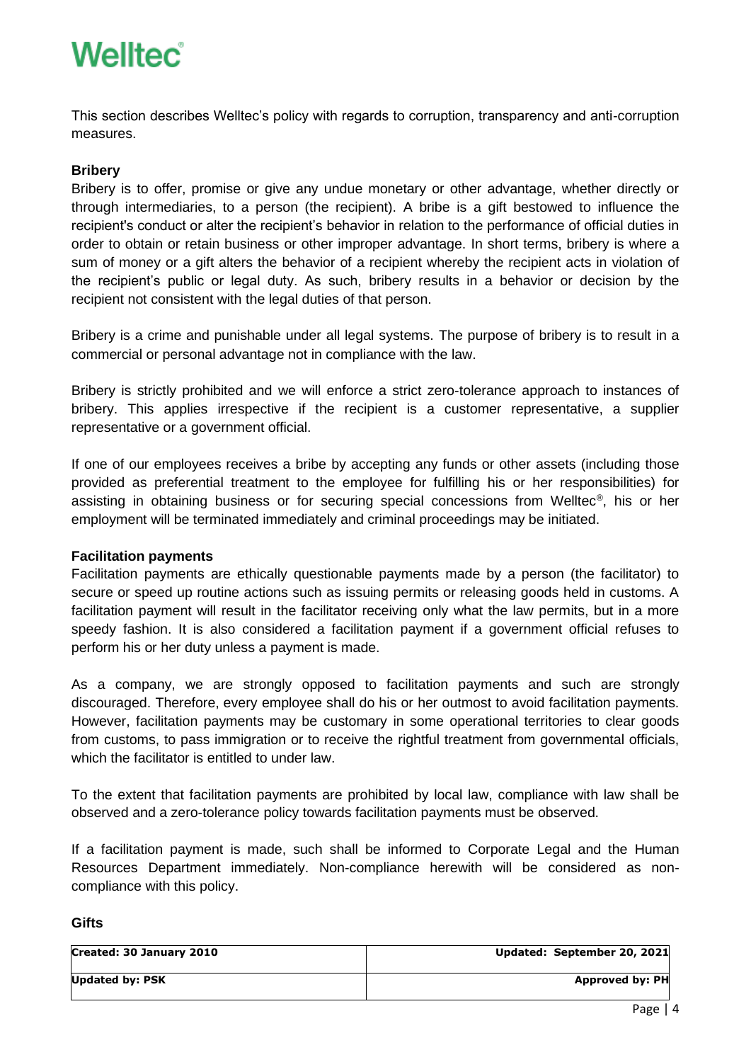This section describes Welltec's policy with regards to corruption, transparency and anti-corruption measures.

**Bribery**

Bribery is to offer, promise or give any undue monetary or other advantage, whether directly or through intermediaries, to a person (the recipient). A bribe is a gift bestowed to influence the recipient's conduct or alter the recipient's behavior in relation to the performance of official duties in order to obtain or retain business or other improper advantage. In short terms, bribery is where a sum of money or a gift alters the behavior of a recipient whereby the recipient acts in violation of the recipient's public or legal duty. As such, bribery results in a behavior or decision by the recipient not consistent with the legal duties of that person.

Bribery is a crime and punishable under all legal systems. The purpose of bribery is to result in a commercial or personal advantage not in compliance with the law.

Bribery is strictly prohibited and we will enforce a strict zero-tolerance approach to instances of bribery. This applies irrespective if the recipient is a customer representative, a supplier representative or a government official.

If one of our employees receives a bribe by accepting any funds or other assets (including those provided as preferential treatment to the employee for fulfilling his or her responsibilities) for assisting in obtaining business or for securing special concessions from Welltec®, his or her employment will be terminated immediately and criminal proceedings may be initiated.

**Facilitation payments**

Facilitation payments are ethically questionable payments made by a person (the facilitator) to secure or speed up routine actions such as issuing permits or releasing goods held in customs. A facilitation payment will result in the facilitator receiving only what the law permits, but in a more speedy fashion. It is also considered a facilitation payment if a government official refuses to perform his or her duty unless a payment is made.

As a company, we are strongly opposed to facilitation payments and such are strongly discouraged. Therefore, every employee shall do his or her outmost to avoid facilitation payments. However, facilitation payments may be customary in some operational territories to clear goods from customs, to pass immigration or to receive the rightful treatment from governmental officials, which the facilitator is entitled to under law.

To the extent that facilitation payments are prohibited by local law, compliance with law shall be observed and a zero-tolerance policy towards facilitation payments must be observed.

If a facilitation payment is made, such shall be informed to Corporate Legal and the Human Resources Department immediately. Non-compliance herewith will be considered as non-compliance with this policy.

**Gifts**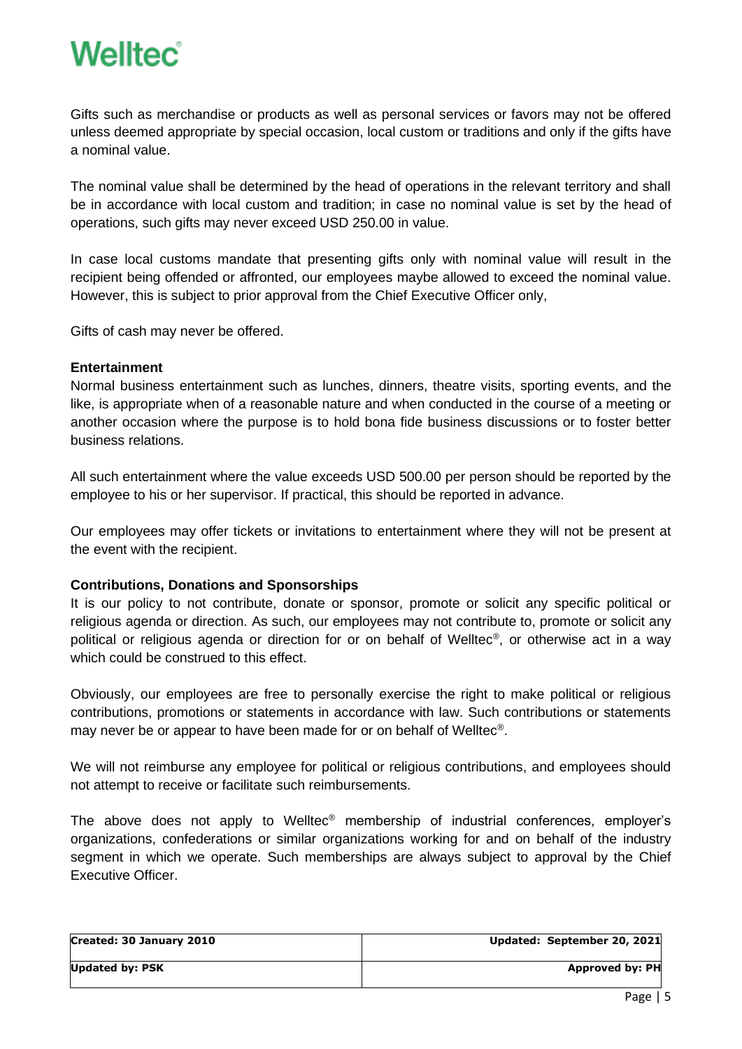Gifts such as merchandise or products as well as personal services or favors may not be offered unless deemed appropriate by special occasion, local custom or traditions and only if the gifts have a nominal value.

The nominal value shall be determined by the head of operations in the relevant territory and shall be in accordance with local custom and tradition; in case no nominal value is set by the head of operations, such gifts may never exceed USD 250.00 in value.

In case local customs mandate that presenting gifts only with nominal value will result in the recipient being offended or affronted, our employees maybe allowed to exceed the nominal value. However, this is subject to prior approval from the Chief Executive Officer only,

Gifts of cash may never be offered.

**Entertainment**

Normal business entertainment such as lunches, dinners, theatre visits, sporting events, and the like, is appropriate when of a reasonable nature and when conducted in the course of a meeting or another occasion where the purpose is to hold bona fide business discussions or to foster better business relations.

All such entertainment where the value exceeds USD 500.00 per person should be reported by the employee to his or her supervisor. If practical, this should be reported in advance.

Our employees may offer tickets or invitations to entertainment where they will not be present at the event with the recipient.

**Contributions, Donations and Sponsorships**

It is our policy to not contribute, donate or sponsor, promote or solicit any specific political or religious agenda or direction. As such, our employees may not contribute to, promote or solicit any political or religious agenda or direction for or on behalf of Welltec®, or otherwise act in a way which could be construed to this effect.

Obviously, our employees are free to personally exercise the right to make political or religious contributions, promotions or statements in accordance with law. Such contributions or statements may never be or appear to have been made for or on behalf of Welltec®.

We will not reimburse any employee for political or religious contributions, and employees should not attempt to receive or facilitate such reimbursements.

The above does not apply to Welltec® membership of industrial conferences, employer's organizations, confederations or similar organizations working for and on behalf of the industry segment in which we operate. Such memberships are always subject to approval by the Chief Executive Officer.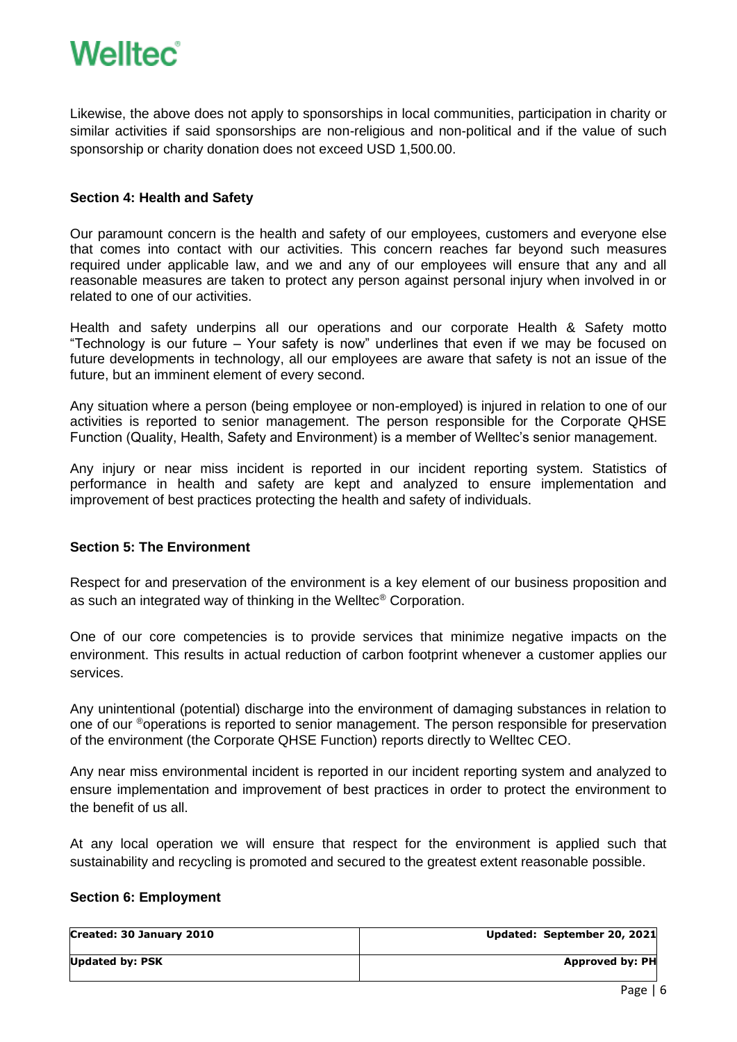Likewise, the above does not apply to sponsorships in local communities, participation in charity or similar activities if said sponsorships are non-religious and non-political and if the value of such sponsorship or charity donation does not exceed USD 1,500.00.

**Section 4: Health and Safety**

Our paramount concern is the health and safety of our employees, customers and everyone else that comes into contact with our activities. This concern reaches far beyond such measures required under applicable law, and we and any of our employees will ensure that any and all reasonable measures are taken to protect any person against personal injury when involved in or related to one of our activities.

Health and safety underpins all our operations and our corporate Health & Safety motto "Technology is our future – Your safety is now" underlines that even if we may be focused on future developments in technology, all our employees are aware that safety is not an issue of the future, but an imminent element of every second.

Any situation where a person (being employee or non-employed) is injured in relation to one of our activities is reported to senior management. The person responsible for the Corporate QHSE Function (Quality, Health, Safety and Environment) is a member of Welltec's senior management.

Any injury or near miss incident is reported in our incident reporting system. Statistics of performance in health and safety are kept and analyzed to ensure implementation and improvement of best practices protecting the health and safety of individuals.

**Section 5: The Environment**

Respect for and preservation of the environment is a key element of our business proposition and as such an integrated way of thinking in the Welltec® Corporation.

One of our core competencies is to provide services that minimize negative impacts on the environment. This results in actual reduction of carbon footprint whenever a customer applies our services.

Any unintentional (potential) discharge into the environment of damaging substances in relation to one of our ®operations is reported to senior management. The person responsible for preservation of the environment (the Corporate QHSE Function) reports directly to Welltec CEO.

Any near miss environmental incident is reported in our incident reporting system and analyzed to ensure implementation and improvement of best practices in order to protect the environment to the benefit of us all.

At any local operation we will ensure that respect for the environment is applied such that sustainability and recycling is promoted and secured to the greatest extent reasonable possible.

**Section 6: Employment**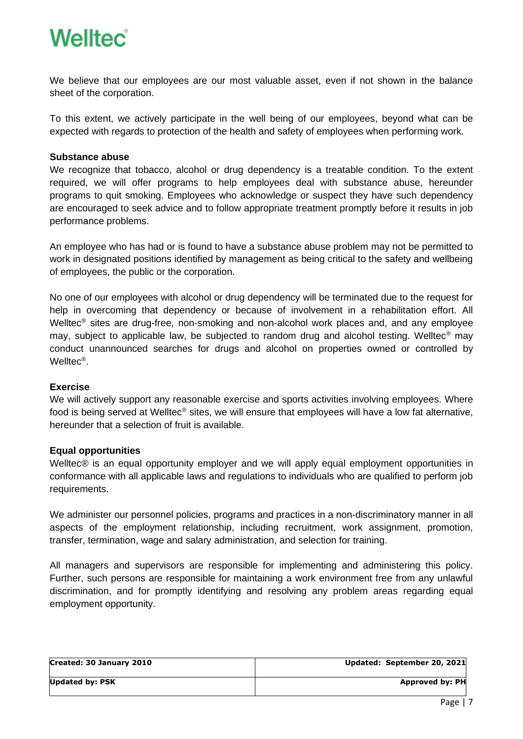We believe that our employees are our most valuable asset, even if not shown in the balance sheet of the corporation.

To this extent, we actively participate in the well being of our employees, beyond what can be expected with regards to protection of the health and safety of employees when performing work.

**Substance abuse**

We recognize that tobacco, alcohol or drug dependency is a treatable condition. To the extent required, we will offer programs to help employees deal with substance abuse, hereunder programs to quit smoking. Employees who acknowledge or suspect they have such dependency are encouraged to seek advice and to follow appropriate treatment promptly before it results in job performance problems.

An employee who has had or is found to have a substance abuse problem may not be permitted to work in designated positions identified by management as being critical to the safety and wellbeing of employees, the public or the corporation.

No one of our employees with alcohol or drug dependency will be terminated due to the request for help in overcoming that dependency or because of involvement in a rehabilitation effort. All Welltec® sites are drug-free, non-smoking and non-alcohol work places and, and any employee may, subject to applicable law, be subjected to random drug and alcohol testing. Welltec® may conduct unannounced searches for drugs and alcohol on properties owned or controlled by Welltec®.

**Exercise**

We will actively support any reasonable exercise and sports activities involving employees. Where food is being served at Welltec® sites, we will ensure that employees will have a low fat alternative, hereunder that a selection of fruit is available.

**Equal opportunities**

Welltec® is an equal opportunity employer and we will apply equal employment opportunities in conformance with all applicable laws and regulations to individuals who are qualified to perform job requirements.

We administer our personnel policies, programs and practices in a non-discriminatory manner in all aspects of the employment relationship, including recruitment, work assignment, promotion, transfer, termination, wage and salary administration, and selection for training.

All managers and supervisors are responsible for implementing and administering this policy. Further, such persons are responsible for maintaining a work environment free from any unlawful discrimination, and for promptly identifying and resolving any problem areas regarding equal employment opportunity.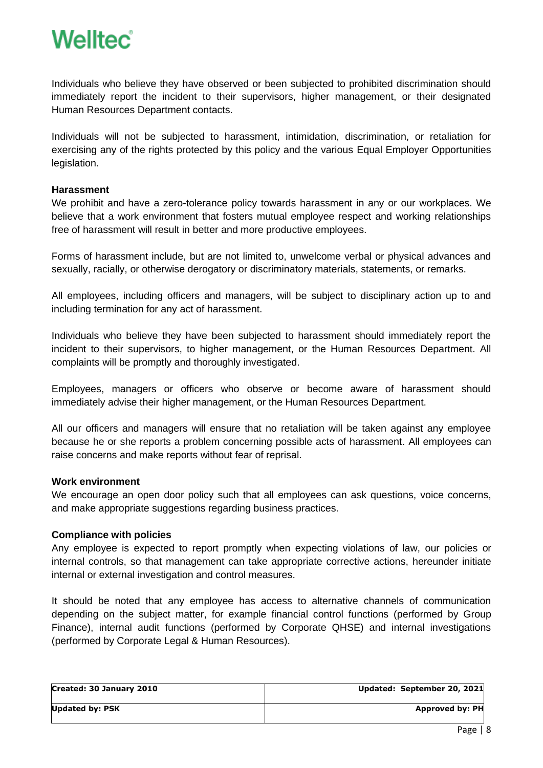Individuals who believe they have observed or been subjected to prohibited discrimination should immediately report the incident to their supervisors, higher management, or their designated Human Resources Department contacts.

Individuals will not be subjected to harassment, intimidation, discrimination, or retaliation for exercising any of the rights protected by this policy and the various Equal Employer Opportunities legislation.

**Harassment**

We prohibit and have a zero-tolerance policy towards harassment in any or our workplaces. We believe that a work environment that fosters mutual employee respect and working relationships free of harassment will result in better and more productive employees.

Forms of harassment include, but are not limited to, unwelcome verbal or physical advances and sexually, racially, or otherwise derogatory or discriminatory materials, statements, or remarks.

All employees, including officers and managers, will be subject to disciplinary action up to and including termination for any act of harassment.

Individuals who believe they have been subjected to harassment should immediately report the incident to their supervisors, to higher management, or the Human Resources Department. All complaints will be promptly and thoroughly investigated.

Employees, managers or officers who observe or become aware of harassment should immediately advise their higher management, or the Human Resources Department.

All our officers and managers will ensure that no retaliation will be taken against any employee because he or she reports a problem concerning possible acts of harassment. All employees can raise concerns and make reports without fear of reprisal.

**Work environment**

We encourage an open door policy such that all employees can ask questions, voice concerns, and make appropriate suggestions regarding business practices.

**Compliance with policies**

Any employee is expected to report promptly when expecting violations of law, our policies or internal controls, so that management can take appropriate corrective actions, hereunder initiate internal or external investigation and control measures.

It should be noted that any employee has access to alternative channels of communication depending on the subject matter, for example financial control functions (performed by Group Finance), internal audit functions (performed by Corporate QHSE) and internal investigations (performed by Corporate Legal & Human Resources).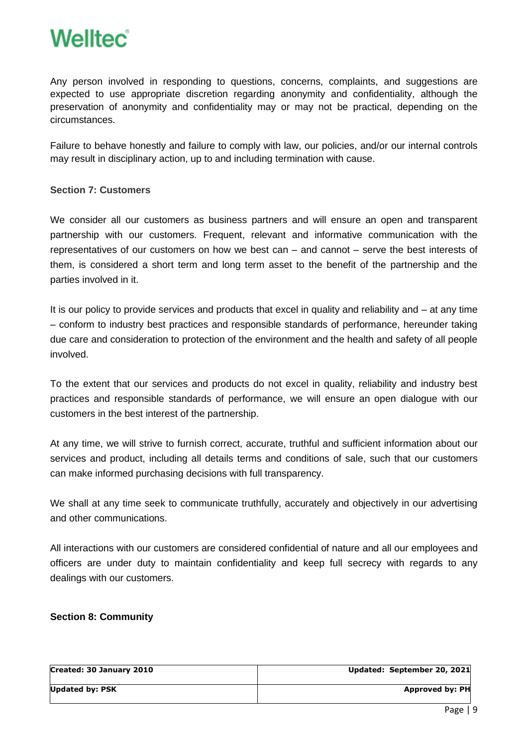Any person involved in responding to questions, concerns, complaints, and suggestions are expected to use appropriate discretion regarding anonymity and confidentiality, although the preservation of anonymity and confidentiality may or may not be practical, depending on the circumstances.

Failure to behave honestly and failure to comply with law, our policies, and/or our internal controls may result in disciplinary action, up to and including termination with cause.

### Section 7: Customers

We consider all our customers as business partners and will ensure an open and transparent partnership with our customers. Frequent, relevant and informative communication with the representatives of our customers on how we best can – and cannot – serve the best interests of them, is considered a short term and long term asset to the benefit of the partnership and the parties involved in it.

It is our policy to provide services and products that excel in quality and reliability and – at any time – conform to industry best practices and responsible standards of performance, hereunder taking due care and consideration to protection of the environment and the health and safety of all people involved.

To the extent that our services and products do not excel in quality, reliability and industry best practices and responsible standards of performance, we will ensure an open dialogue with our customers in the best interest of the partnership.

At any time, we will strive to furnish correct, accurate, truthful and sufficient information about our services and product, including all details terms and conditions of sale, such that our customers can make informed purchasing decisions with full transparency.

We shall at any time seek to communicate truthfully, accurately and objectively in our advertising and other communications.

All interactions with our customers are considered confidential of nature and all our employees and officers are under duty to maintain confidentiality and keep full secrecy with regards to any dealings with our customers.

### Section 8: Community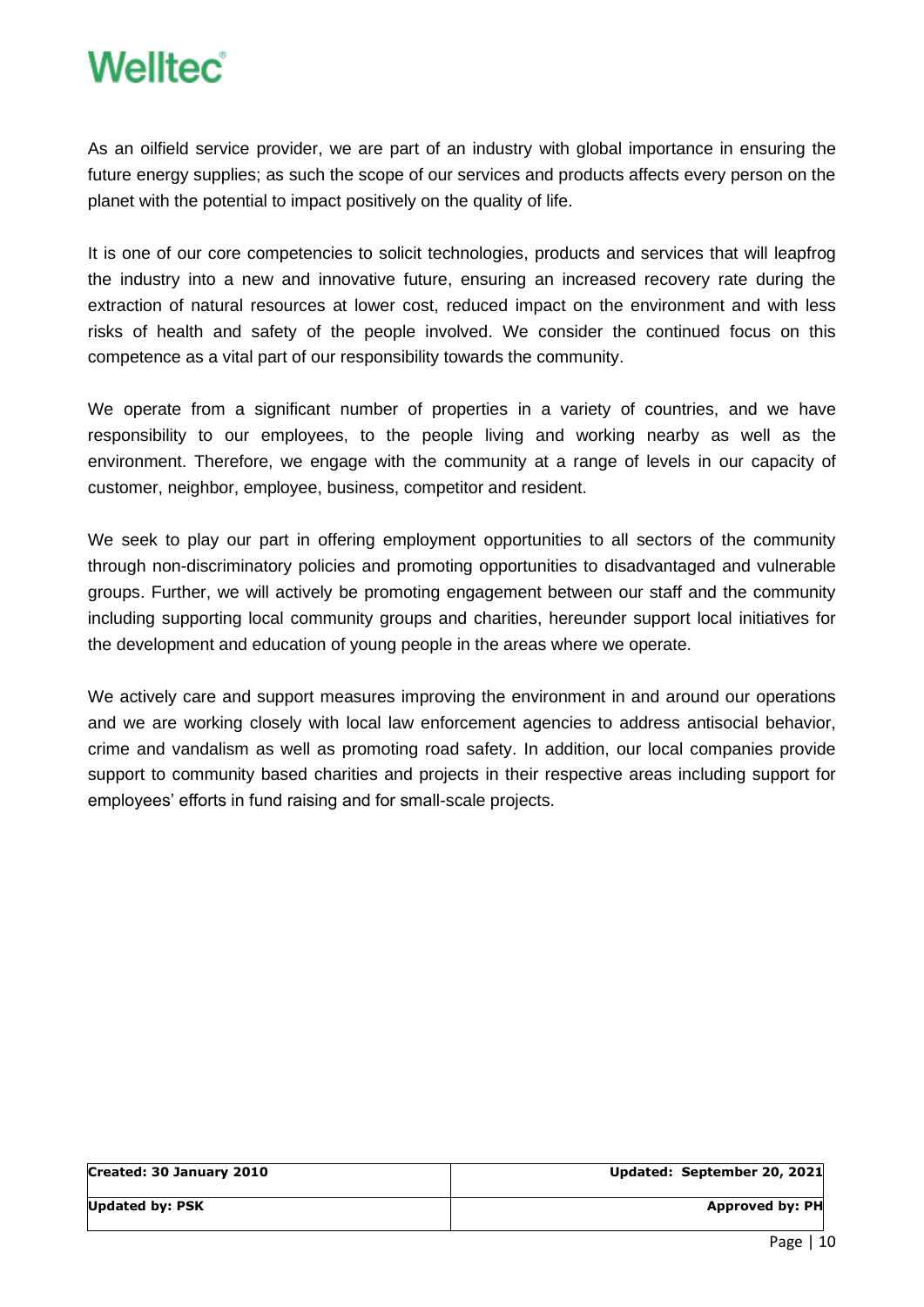As an oilfield service provider, we are part of an industry with global importance in ensuring the future energy supplies; as such the scope of our services and products affects every person on the planet with the potential to impact positively on the quality of life.

It is one of our core competencies to solicit technologies, products and services that will leapfrog the industry into a new and innovative future, ensuring an increased recovery rate during the extraction of natural resources at lower cost, reduced impact on the environment and with less risks of health and safety of the people involved. We consider the continued focus on this competence as a vital part of our responsibility towards the community.

We operate from a significant number of properties in a variety of countries, and we have responsibility to our employees, to the people living and working nearby as well as the environment. Therefore, we engage with the community at a range of levels in our capacity of customer, neighbor, employee, business, competitor and resident.

We seek to play our part in offering employment opportunities to all sectors of the community through non-discriminatory policies and promoting opportunities to disadvantaged and vulnerable groups. Further, we will actively be promoting engagement between our staff and the community including supporting local community groups and charities, hereunder support local initiatives for the development and education of young people in the areas where we operate.

We actively care and support measures improving the environment in and around our operations and we are working closely with local law enforcement agencies to address antisocial behavior, crime and vandalism as well as promoting road safety. In addition, our local companies provide support to community based charities and projects in their respective areas including support for employees' efforts in fund raising and for small-scale projects.

| | |
|---|---|
| **Created: 30 January 2010** | **Updated: September 20, 2021** |
| **Updated by: PSK** | **Approved by: PH** |